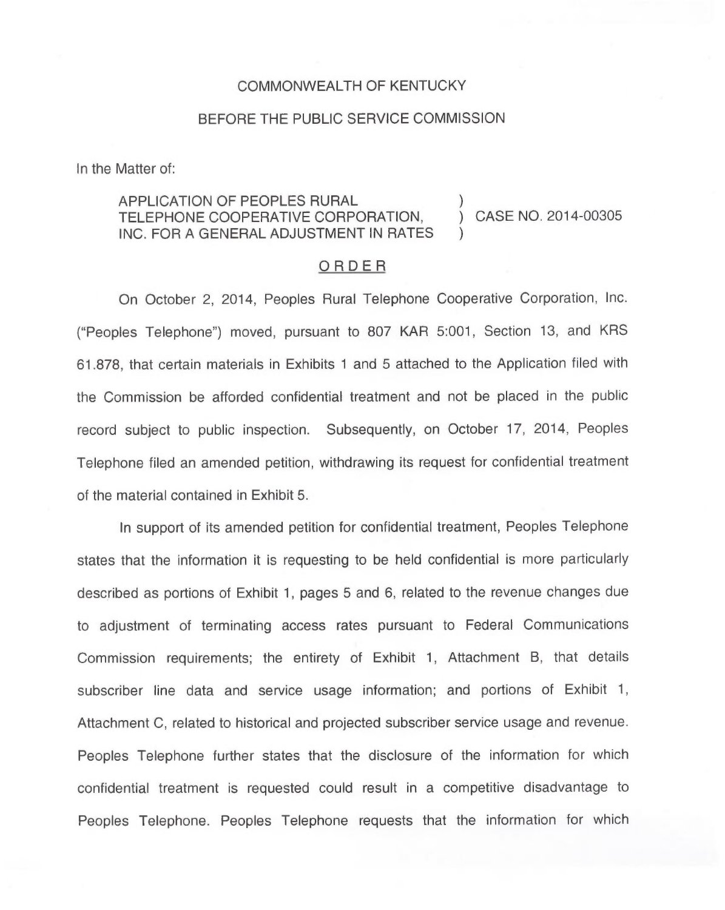COMMONWEALTH OF KENTUCKY

BEFORE THE PUBLIC SERVICE COMMISSION

In the Matter of:

APPLICATION OF PEOPLES RURAL TELEPHONE COOPERATIVE CORPORATION, INC. FOR A GENERAL ADJUSTMENT IN RATES ) CASE NO. 2014-00305

## ORDER

On October 2, 2014, Peoples Rural Telephone Cooperative Corporation, Inc. ("Peoples Telephone") moved, pursuant to 807 KAR 5:001, Section 13, and KRS 61.878, that certain materials in Exhibits 1 and 5 attached to the Application filed with the Commission be afforded confidential treatment and not be placed in the public record subject to public inspection. Subsequently, on October 17, 2014, Peoples Telephone filed an amended petition, withdrawing its request for confidential treatment of the material contained in Exhibit 5.

In support of its amended petition for confidential treatment, Peoples Telephone states that the information it is requesting to be held confidential is more particularly described as portions of Exhibit 1, pages 5 and 6, related to the revenue changes due to adjustment of terminating access rates pursuant to Federal Communications Commission requirements; the entirety of Exhibit 1, Attachment B, that details subscriber line data and service usage information; and portions of Exhibit 1, Attachment C, related to historical and projected subscriber service usage and revenue. Peoples Telephone further states that the disclosure of the information for which confidential treatment is requested could result in a competitive disadvantage to Peoples Telephone. Peoples Telephone requests that the information for which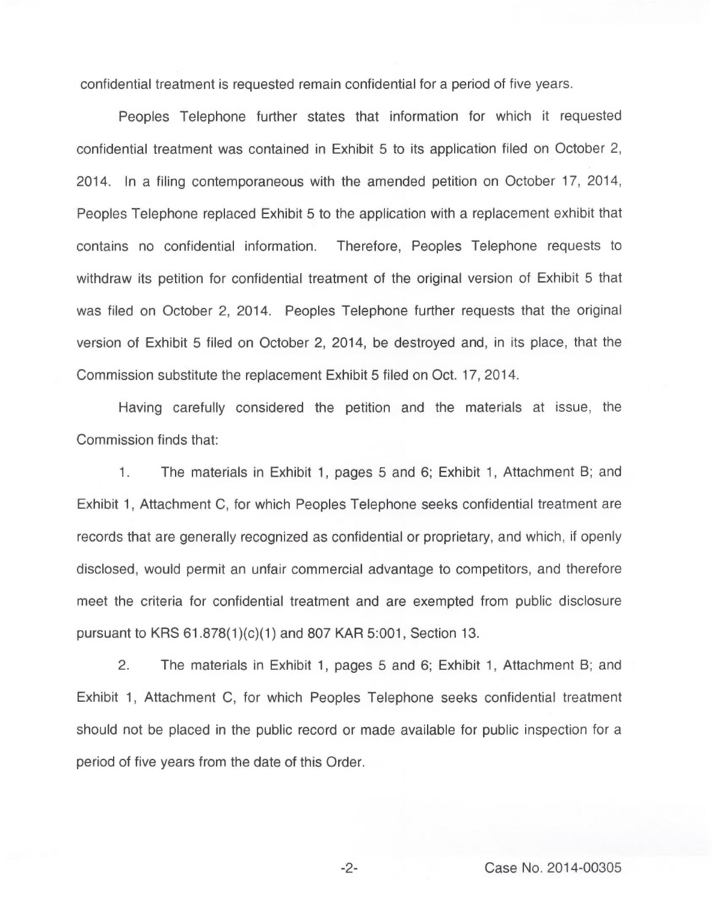confidential treatment is requested remain confidential for a period of five years.

Peoples Telephone further states that information for which it requested confidential treatment was contained in Exhibit 5 to its application filed on October 2, 2014. In a filing contemporaneous with the amended petition on October 17, 2014, Peoples Telephone replaced Exhibit 5 to the application with a replacement exhibit that contains no confidential information. Therefore, Peoples Telephone requests to withdraw its petition for confidential treatment of the original version of Exhibit 5 that was filed on October 2, 2014. Peoples Telephone further requests that the original version of Exhibit 5 filed on October 2, 2014, be destroyed and, in its place, that the Commission substitute the replacement Exhibit 5 filed on Oct. 17, 2014.

Having carefully considered the petition and the materials at issue, the Commission finds that:

1. The materials in Exhibit 1, pages 5 and 6; Exhibit 1, Attachment B; and Exhibit 1, Attachment C, for which Peoples Telephone seeks confidential treatment are records that are generally recognized as confidential or proprietary, and which, if openly disclosed, would permit an unfair commercial advantage to competitors, and therefore meet the criteria for confidential treatment and are exempted from public disclosure pursuant to KRS 61.878(1)(c)(1) and 807 KAR 5:001, Section 13.

2. The materials in Exhibit 1, pages 5 and 6; Exhibit 1, Attachment B; and Exhibit 1, Attachment C, for which Peoples Telephone seeks confidential treatment should not be placed in the public record or made available for public inspection for a period of five years from the date of this Order.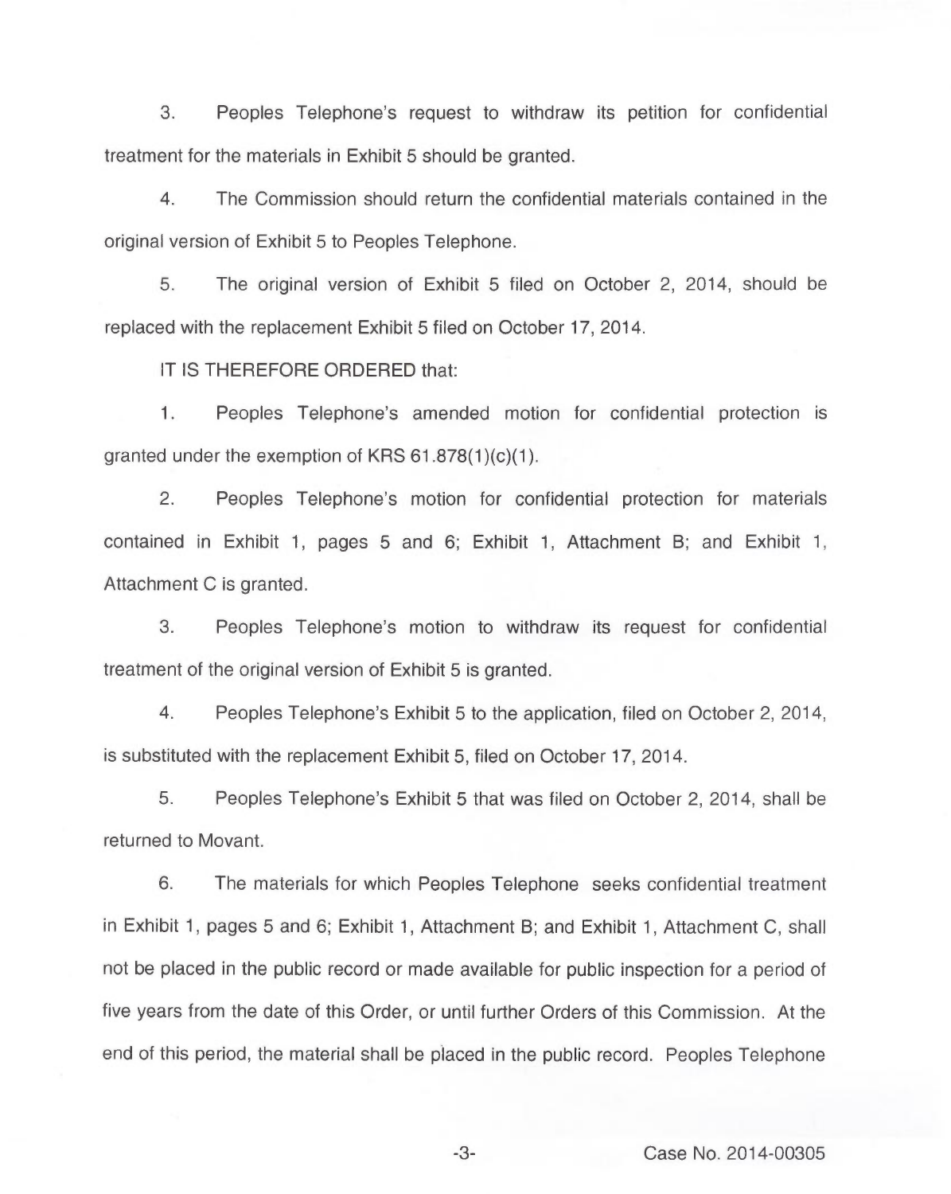3. Peoples Telephone's request to withdraw its petition for confidential treatment for the materials in Exhibit 5 should be granted.

4. The Commission should return the confidential materials contained in the original version of Exhibit 5 to Peoples Telephone.

5. The original version of Exhibit 5 filed on October 2, 2014, should be replaced with the replacement Exhibit 5 filed on October 17, 2014.

IT IS THEREFORE ORDERED that:

1. Peoples Telephone's amended motion for confidential protection is granted under the exemption of KRS 61.878(1)(c)(1).

2. Peoples Telephone's motion for confidential protection for materials contained in Exhibit 1, pages 5 and 6; Exhibit 1, Attachment B; and Exhibit 1, Attachment C is granted.

3. Peoples Telephone's motion to withdraw its request for confidential treatment of the original version of Exhibit 5 is granted.

4. Peoples Telephone's Exhibit 5 to the application, filed on October 2, 2014, is substituted with the replacement Exhibit 5, filed on October 17, 2014.

5. Peoples Telephone's Exhibit 5 that was filed on October 2, 2014, shall be returned to Movant.

6. The materials for which Peoples Telephone seeks confidential treatment in Exhibit 1, pages 5 and 6; Exhibit 1, Attachment B; and Exhibit 1, Attachment C, shall not be placed in the public record or made available for public inspection for a period of five years from the date of this Order, or until further Orders of this Commission. At the end of this period, the material shall be placed in the public record. Peoples Telephone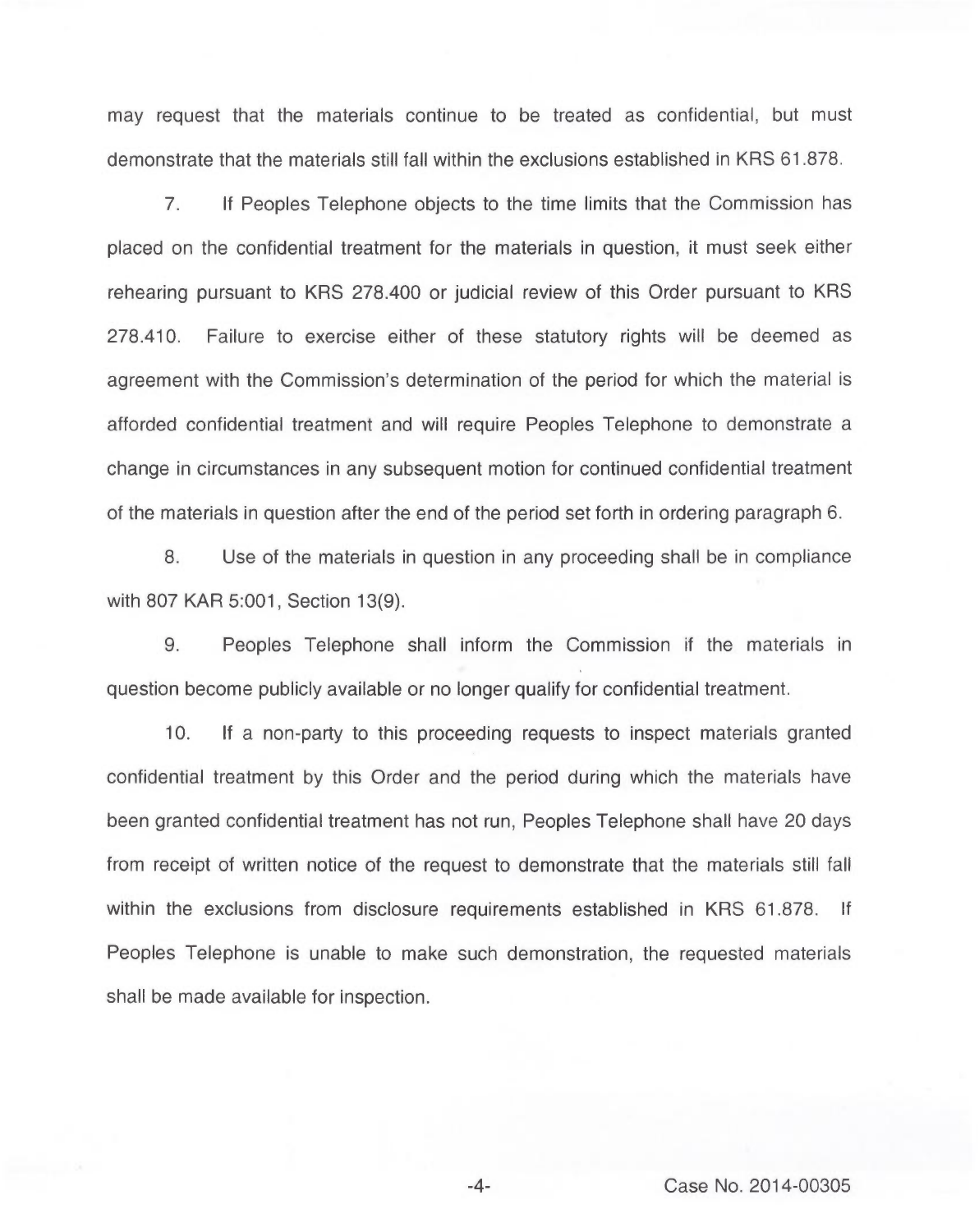may request that the materials continue to be treated as confidential, but must demonstrate that the materials still fall within the exclusions established in KRS 61.878.

7. If Peoples Telephone objects to the time limits that the Commission has placed on the confidential treatment for the materials in question, it must seek either rehearing pursuant to KRS 278.400 or judicial review of this Order pursuant to KRS 278.410. Failure to exercise either of these statutory rights will be deemed as agreement with the Commission's determination of the period for which the material is afforded confidential treatment and will require Peoples Telephone to demonstrate a change in circumstances in any subsequent motion for continued confidential treatment of the materials in question after the end of the period set forth in ordering paragraph 6.

8. Use of the materials in question in any proceeding shall be in compliance with 807 KAR 5:001, Section 13(9).

9. Peoples Telephone shall inform the Commission if the materials in question become publicly available or no longer qualify for confidential treatment.

10. If a non-party to this proceeding requests to inspect materials granted confidential treatment by this Order and the period during which the materials have been granted confidential treatment has not run, Peoples Telephone shall have 20 days from receipt of written notice of the request to demonstrate that the materials still fall within the exclusions from disclosure requirements established in KRS 61.878. If Peoples Telephone is unable to make such demonstration, the requested materials shall be made available for inspection.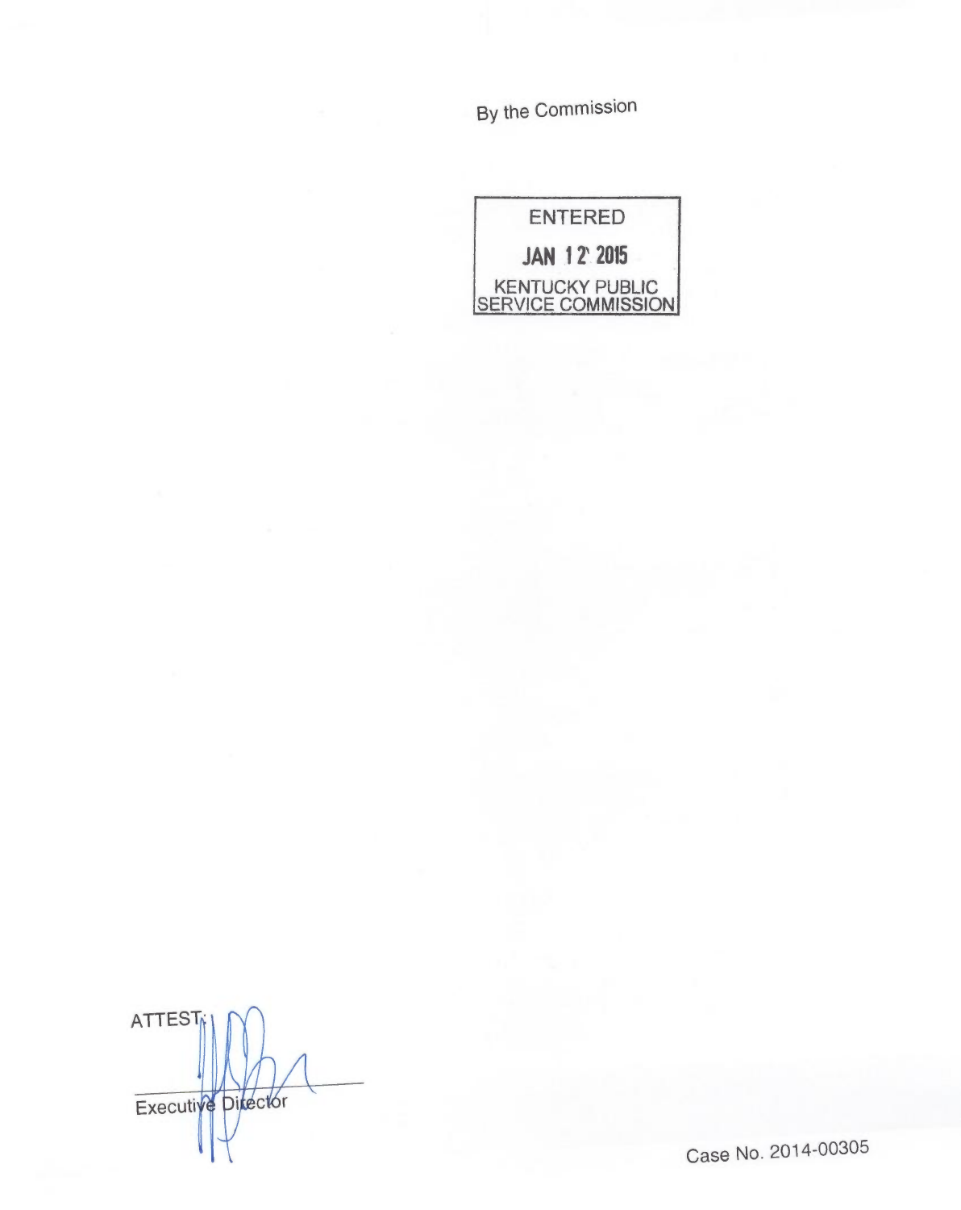By the Commission

ENTERED

JAN 12 2015

KENTUCKY PUBLIC SERVICE COMMISSION

ATTEST:

Executive Director

Case No. 2014-00305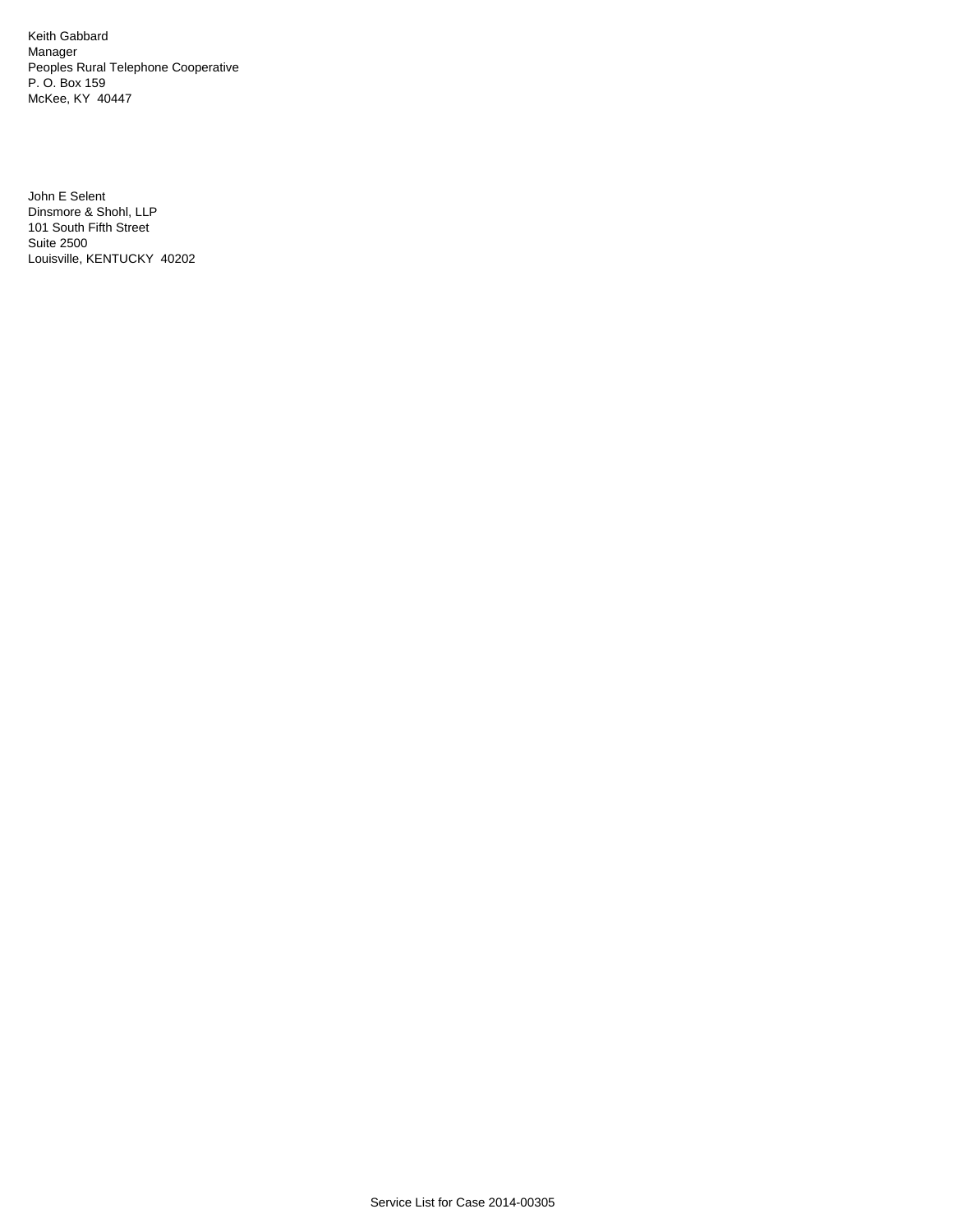Keith Gabbard
Manager
Peoples Rural Telephone Cooperative
P. O. Box 159
McKee, KY  40447

John E Selent
Dinsmore & Shohl, LLP
101 South Fifth Street
Suite 2500
Louisville, KENTUCKY  40202